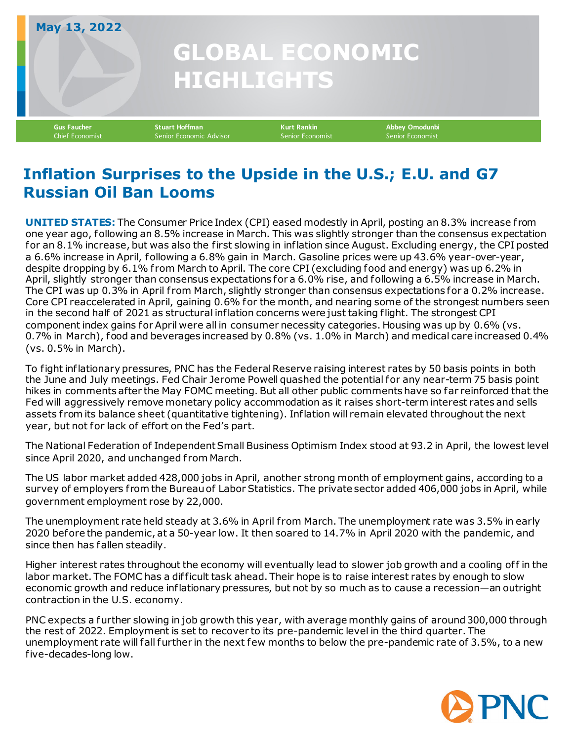May 13, 2022

# GLOBAL ECONOMIC HIGHLIGHTS

**Gus Faucher**
Chief Economist

**Stuart Hoffman**
Senior Economic Advisor

**Kurt Rankin**
Senior Economist

**Abbey Omodunbi**
Senior Economist

## Inflation Surprises to the Upside in the U.S.; E.U. and G7 Russian Oil Ban Looms

**UNITED STATES:** The Consumer Price Index (CPI) eased modestly in April, posting an 8.3% increase from one year ago, following an 8.5% increase in March. This was slightly stronger than the consensus expectation for an 8.1% increase, but was also the first slowing in inflation since August. Excluding energy, the CPI posted a 6.6% increase in April, following a 6.8% gain in March. Gasoline prices were up 43.6% year-over-year, despite dropping by 6.1% from March to April. The core CPI (excluding food and energy) was up 6.2% in April, slightly stronger than consensus expectations for a 6.0% rise, and following a 6.5% increase in March. The CPI was up 0.3% in April from March, slightly stronger than consensus expectations for a 0.2% increase. Core CPI reaccelerated in April, gaining 0.6% for the month, and nearing some of the strongest numbers seen in the second half of 2021 as structural inflation concerns were just taking flight. The strongest CPI component index gains for April were all in consumer necessity categories. Housing was up by 0.6% (vs. 0.7% in March), food and beverages increased by 0.8% (vs. 1.0% in March) and medical care increased 0.4% (vs. 0.5% in March).

To fight inflationary pressures, PNC has the Federal Reserve raising interest rates by 50 basis points in both the June and July meetings. Fed Chair Jerome Powell quashed the potential for any near-term 75 basis point hikes in comments after the May FOMC meeting. But all other public comments have so far reinforced that the Fed will aggressively remove monetary policy accommodation as it raises short-term interest rates and sells assets from its balance sheet (quantitative tightening). Inflation will remain elevated throughout the next year, but not for lack of effort on the Fed's part.

The National Federation of Independent Small Business Optimism Index stood at 93.2 in April, the lowest level since April 2020, and unchanged from March.

The US labor market added 428,000 jobs in April, another strong month of employment gains, according to a survey of employers from the Bureau of Labor Statistics. The private sector added 406,000 jobs in April, while government employment rose by 22,000.

The unemployment rate held steady at 3.6% in April from March. The unemployment rate was 3.5% in early 2020 before the pandemic, at a 50-year low. It then soared to 14.7% in April 2020 with the pandemic, and since then has fallen steadily.

Higher interest rates throughout the economy will eventually lead to slower job growth and a cooling off in the labor market. The FOMC has a difficult task ahead. Their hope is to raise interest rates by enough to slow economic growth and reduce inflationary pressures, but not by so much as to cause a recession—an outright contraction in the U.S. economy.

PNC expects a further slowing in job growth this year, with average monthly gains of around 300,000 through the rest of 2022. Employment is set to recover to its pre-pandemic level in the third quarter. The unemployment rate will fall further in the next few months to below the pre-pandemic rate of 3.5%, to a new five-decades-long low.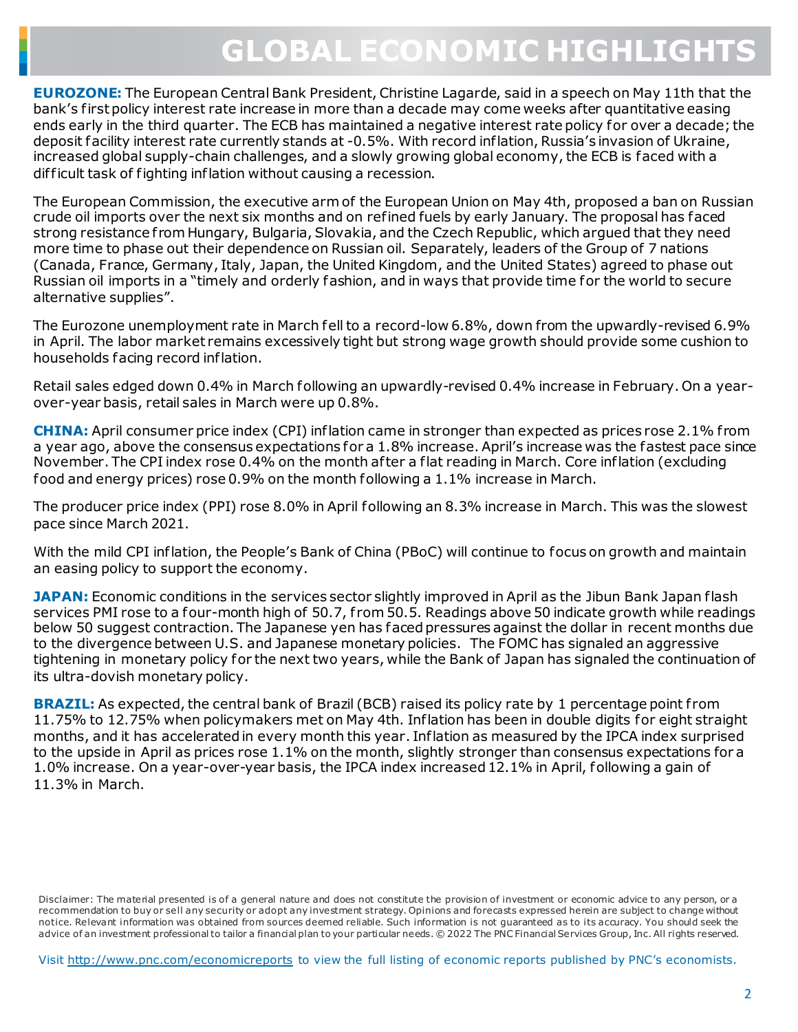# GLOBAL ECONOMIC HIGHLIGHTS

**EUROZONE:** The European Central Bank President, Christine Lagarde, said in a speech on May 11th that the bank's first policy interest rate increase in more than a decade may come weeks after quantitative easing ends early in the third quarter. The ECB has maintained a negative interest rate policy for over a decade; the deposit facility interest rate currently stands at -0.5%. With record inflation, Russia's invasion of Ukraine, increased global supply-chain challenges, and a slowly growing global economy, the ECB is faced with a difficult task of fighting inflation without causing a recession.

The European Commission, the executive arm of the European Union on May 4th, proposed a ban on Russian crude oil imports over the next six months and on refined fuels by early January. The proposal has faced strong resistance from Hungary, Bulgaria, Slovakia, and the Czech Republic, which argued that they need more time to phase out their dependence on Russian oil. Separately, leaders of the Group of 7 nations (Canada, France, Germany, Italy, Japan, the United Kingdom, and the United States) agreed to phase out Russian oil imports in a "timely and orderly fashion, and in ways that provide time for the world to secure alternative supplies".

The Eurozone unemployment rate in March fell to a record-low 6.8%, down from the upwardly-revised 6.9% in April. The labor market remains excessively tight but strong wage growth should provide some cushion to households facing record inflation.

Retail sales edged down 0.4% in March following an upwardly-revised 0.4% increase in February. On a year-over-year basis, retail sales in March were up 0.8%.

**CHINA:** April consumer price index (CPI) inflation came in stronger than expected as prices rose 2.1% from a year ago, above the consensus expectations for a 1.8% increase. April's increase was the fastest pace since November. The CPI index rose 0.4% on the month after a flat reading in March. Core inflation (excluding food and energy prices) rose 0.9% on the month following a 1.1% increase in March.

The producer price index (PPI) rose 8.0% in April following an 8.3% increase in March. This was the slowest pace since March 2021.

With the mild CPI inflation, the People's Bank of China (PBoC) will continue to focus on growth and maintain an easing policy to support the economy.

**JAPAN:** Economic conditions in the services sector slightly improved in April as the Jibun Bank Japan flash services PMI rose to a four-month high of 50.7, from 50.5. Readings above 50 indicate growth while readings below 50 suggest contraction. The Japanese yen has faced pressures against the dollar in recent months due to the divergence between U.S. and Japanese monetary policies. The FOMC has signaled an aggressive tightening in monetary policy for the next two years, while the Bank of Japan has signaled the continuation of its ultra-dovish monetary policy.

**BRAZIL:** As expected, the central bank of Brazil (BCB) raised its policy rate by 1 percentage point from 11.75% to 12.75% when policymakers met on May 4th. Inflation has been in double digits for eight straight months, and it has accelerated in every month this year. Inflation as measured by the IPCA index surprised to the upside in April as prices rose 1.1% on the month, slightly stronger than consensus expectations for a 1.0% increase. On a year-over-year basis, the IPCA index increased 12.1% in April, following a gain of 11.3% in March.

Disclaimer: The material presented is of a general nature and does not constitute the provision of investment or economic advice to any person, or a recommendation to buy or sell any security or adopt any investment strategy. Opinions and forecasts expressed herein are subject to change without notice. Relevant information was obtained from sources deemed reliable. Such information is not guaranteed as to its accuracy. You should seek the advice of an investment professional to tailor a financial plan to your particular needs. © 2022 The PNC Financial Services Group, Inc. All rights reserved.

Visit http://www.pnc.com/economicreports to view the full listing of economic reports published by PNC's economists.